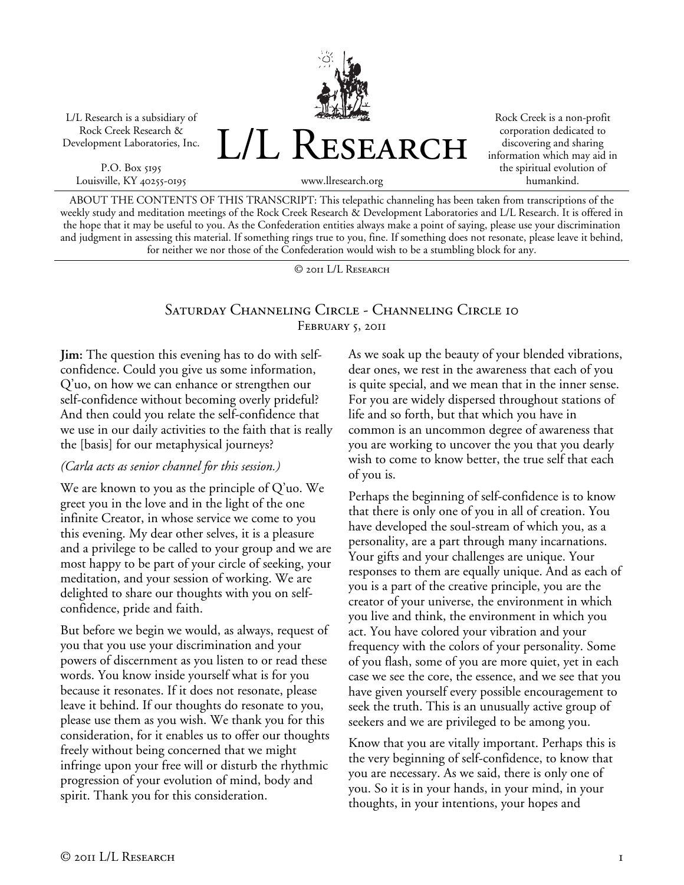L/L Research is a subsidiary of Rock Creek Research & Development Laboratories, Inc.

P.O. Box 5195
Louisville, KY 40255-0195

# L/L Research

www.llresearch.org

Rock Creek is a non-profit corporation dedicated to discovering and sharing information which may aid in the spiritual evolution of humankind.

ABOUT THE CONTENTS OF THIS TRANSCRIPT: This telepathic channeling has been taken from transcriptions of the weekly study and meditation meetings of the Rock Creek Research & Development Laboratories and L/L Research. It is offered in the hope that it may be useful to you. As the Confederation entities always make a point of saying, please use your discrimination and judgment in assessing this material. If something rings true to you, fine. If something does not resonate, please leave it behind, for neither we nor those of the Confederation would wish to be a stumbling block for any.

© 2011 L/L Research

## Saturday Channeling Circle - Channeling Circle 10

February 5, 2011

**Jim:** The question this evening has to do with self-confidence. Could you give us some information, Q'uo, on how we can enhance or strengthen our self-confidence without becoming overly prideful? And then could you relate the self-confidence that we use in our daily activities to the faith that is really the [basis] for our metaphysical journeys?

*(Carla acts as senior channel for this session.)*

We are known to you as the principle of Q'uo. We greet you in the love and in the light of the one infinite Creator, in whose service we come to you this evening. My dear other selves, it is a pleasure and a privilege to be called to your group and we are most happy to be part of your circle of seeking, your meditation, and your session of working. We are delighted to share our thoughts with you on self-confidence, pride and faith.

But before we begin we would, as always, request of you that you use your discrimination and your powers of discernment as you listen to or read these words. You know inside yourself what is for you because it resonates. If it does not resonate, please leave it behind. If our thoughts do resonate to you, please use them as you wish. We thank you for this consideration, for it enables us to offer our thoughts freely without being concerned that we might infringe upon your free will or disturb the rhythmic progression of your evolution of mind, body and spirit. Thank you for this consideration.

As we soak up the beauty of your blended vibrations, dear ones, we rest in the awareness that each of you is quite special, and we mean that in the inner sense. For you are widely dispersed throughout stations of life and so forth, but that which you have in common is an uncommon degree of awareness that you are working to uncover the you that you dearly wish to come to know better, the true self that each of you is.

Perhaps the beginning of self-confidence is to know that there is only one of you in all of creation. You have developed the soul-stream of which you, as a personality, are a part through many incarnations. Your gifts and your challenges are unique. Your responses to them are equally unique. And as each of you is a part of the creative principle, you are the creator of your universe, the environment in which you live and think, the environment in which you act. You have colored your vibration and your frequency with the colors of your personality. Some of you flash, some of you are more quiet, yet in each case we see the core, the essence, and we see that you have given yourself every possible encouragement to seek the truth. This is an unusually active group of seekers and we are privileged to be among you.

Know that you are vitally important. Perhaps this is the very beginning of self-confidence, to know that you are necessary. As we said, there is only one of you. So it is in your hands, in your mind, in your thoughts, in your intentions, your hopes and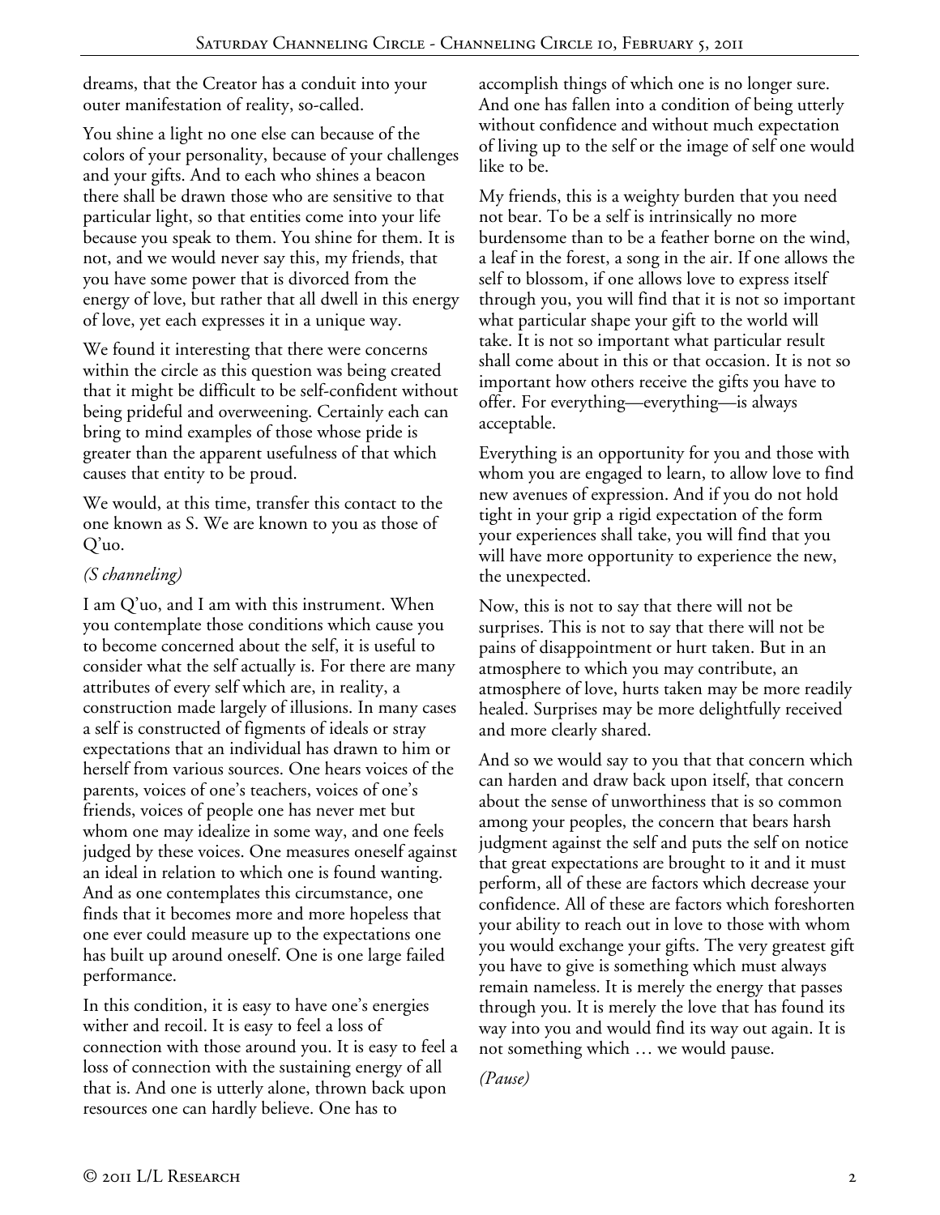dreams, that the Creator has a conduit into your outer manifestation of reality, so-called.

You shine a light no one else can because of the colors of your personality, because of your challenges and your gifts. And to each who shines a beacon there shall be drawn those who are sensitive to that particular light, so that entities come into your life because you speak to them. You shine for them. It is not, and we would never say this, my friends, that you have some power that is divorced from the energy of love, but rather that all dwell in this energy of love, yet each expresses it in a unique way.

We found it interesting that there were concerns within the circle as this question was being created that it might be difficult to be self-confident without being prideful and overweening. Certainly each can bring to mind examples of those whose pride is greater than the apparent usefulness of that which causes that entity to be proud.

We would, at this time, transfer this contact to the one known as S. We are known to you as those of Q'uo.

*(S channeling)*

I am Q'uo, and I am with this instrument. When you contemplate those conditions which cause you to become concerned about the self, it is useful to consider what the self actually is. For there are many attributes of every self which are, in reality, a construction made largely of illusions. In many cases a self is constructed of figments of ideals or stray expectations that an individual has drawn to him or herself from various sources. One hears voices of the parents, voices of one's teachers, voices of one's friends, voices of people one has never met but whom one may idealize in some way, and one feels judged by these voices. One measures oneself against an ideal in relation to which one is found wanting. And as one contemplates this circumstance, one finds that it becomes more and more hopeless that one ever could measure up to the expectations one has built up around oneself. One is one large failed performance.

In this condition, it is easy to have one's energies wither and recoil. It is easy to feel a loss of connection with those around you. It is easy to feel a loss of connection with the sustaining energy of all that is. And one is utterly alone, thrown back upon resources one can hardly believe. One has to accomplish things of which one is no longer sure. And one has fallen into a condition of being utterly without confidence and without much expectation of living up to the self or the image of self one would like to be.

My friends, this is a weighty burden that you need not bear. To be a self is intrinsically no more burdensome than to be a feather borne on the wind, a leaf in the forest, a song in the air. If one allows the self to blossom, if one allows love to express itself through you, you will find that it is not so important what particular shape your gift to the world will take. It is not so important what particular result shall come about in this or that occasion. It is not so important how others receive the gifts you have to offer. For everything—everything—is always acceptable.

Everything is an opportunity for you and those with whom you are engaged to learn, to allow love to find new avenues of expression. And if you do not hold tight in your grip a rigid expectation of the form your experiences shall take, you will find that you will have more opportunity to experience the new, the unexpected.

Now, this is not to say that there will not be surprises. This is not to say that there will not be pains of disappointment or hurt taken. But in an atmosphere to which you may contribute, an atmosphere of love, hurts taken may be more readily healed. Surprises may be more delightfully received and more clearly shared.

And so we would say to you that that concern which can harden and draw back upon itself, that concern about the sense of unworthiness that is so common among your peoples, the concern that bears harsh judgment against the self and puts the self on notice that great expectations are brought to it and it must perform, all of these are factors which decrease your confidence. All of these are factors which foreshorten your ability to reach out in love to those with whom you would exchange your gifts. The very greatest gift you have to give is something which must always remain nameless. It is merely the energy that passes through you. It is merely the love that has found its way into you and would find its way out again. It is not something which … we would pause.

*(Pause)*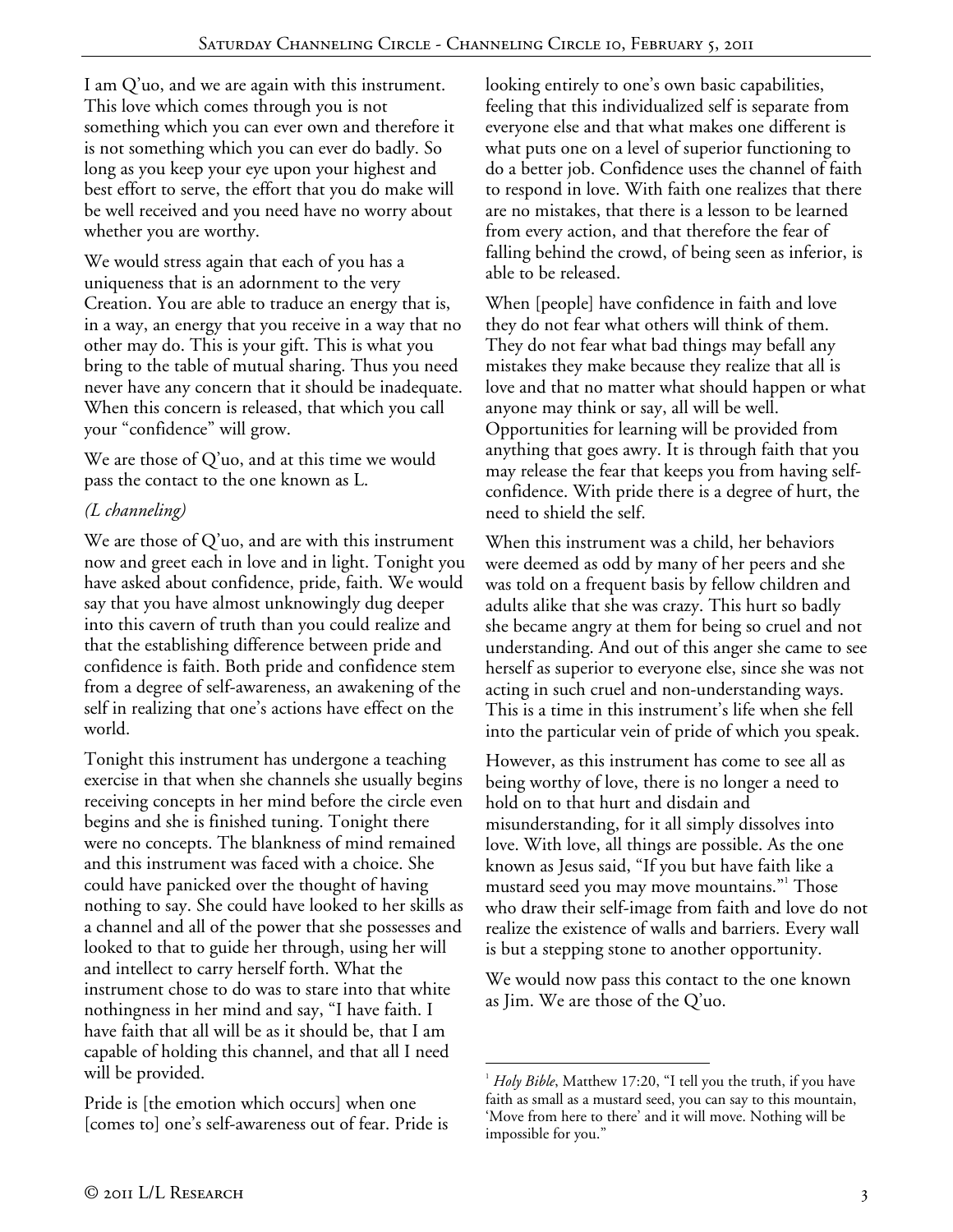I am Q'uo, and we are again with this instrument. This love which comes through you is not something which you can ever own and therefore it is not something which you can ever do badly. So long as you keep your eye upon your highest and best effort to serve, the effort that you do make will be well received and you need have no worry about whether you are worthy.

We would stress again that each of you has a uniqueness that is an adornment to the very Creation. You are able to traduce an energy that is, in a way, an energy that you receive in a way that no other may do. This is your gift. This is what you bring to the table of mutual sharing. Thus you need never have any concern that it should be inadequate. When this concern is released, that which you call your "confidence" will grow.

We are those of Q'uo, and at this time we would pass the contact to the one known as L.

*(L channeling)*

We are those of Q'uo, and are with this instrument now and greet each in love and in light. Tonight you have asked about confidence, pride, faith. We would say that you have almost unknowingly dug deeper into this cavern of truth than you could realize and that the establishing difference between pride and confidence is faith. Both pride and confidence stem from a degree of self-awareness, an awakening of the self in realizing that one's actions have effect on the world.

Tonight this instrument has undergone a teaching exercise in that when she channels she usually begins receiving concepts in her mind before the circle even begins and she is finished tuning. Tonight there were no concepts. The blankness of mind remained and this instrument was faced with a choice. She could have panicked over the thought of having nothing to say. She could have looked to her skills as a channel and all of the power that she possesses and looked to that to guide her through, using her will and intellect to carry herself forth. What the instrument chose to do was to stare into that white nothingness in her mind and say, "I have faith. I have faith that all will be as it should be, that I am capable of holding this channel, and that all I need will be provided.

Pride is [the emotion which occurs] when one [comes to] one's self-awareness out of fear. Pride is looking entirely to one's own basic capabilities, feeling that this individualized self is separate from everyone else and that what makes one different is what puts one on a level of superior functioning to do a better job. Confidence uses the channel of faith to respond in love. With faith one realizes that there are no mistakes, that there is a lesson to be learned from every action, and that therefore the fear of falling behind the crowd, of being seen as inferior, is able to be released.

When [people] have confidence in faith and love they do not fear what others will think of them. They do not fear what bad things may befall any mistakes they make because they realize that all is love and that no matter what should happen or what anyone may think or say, all will be well. Opportunities for learning will be provided from anything that goes awry. It is through faith that you may release the fear that keeps you from having self-confidence. With pride there is a degree of hurt, the need to shield the self.

When this instrument was a child, her behaviors were deemed as odd by many of her peers and she was told on a frequent basis by fellow children and adults alike that she was crazy. This hurt so badly she became angry at them for being so cruel and not understanding. And out of this anger she came to see herself as superior to everyone else, since she was not acting in such cruel and non-understanding ways. This is a time in this instrument's life when she fell into the particular vein of pride of which you speak.

However, as this instrument has come to see all as being worthy of love, there is no longer a need to hold on to that hurt and disdain and misunderstanding, for it all simply dissolves into love. With love, all things are possible. As the one known as Jesus said, "If you but have faith like a mustard seed you may move mountains."[1] Those who draw their self-image from faith and love do not realize the existence of walls and barriers. Every wall is but a stepping stone to another opportunity.

We would now pass this contact to the one known as Jim. We are those of the Q'uo.

---

[1] *Holy Bible*, Matthew 17:20, "I tell you the truth, if you have faith as small as a mustard seed, you can say to this mountain, 'Move from here to there' and it will move. Nothing will be impossible for you."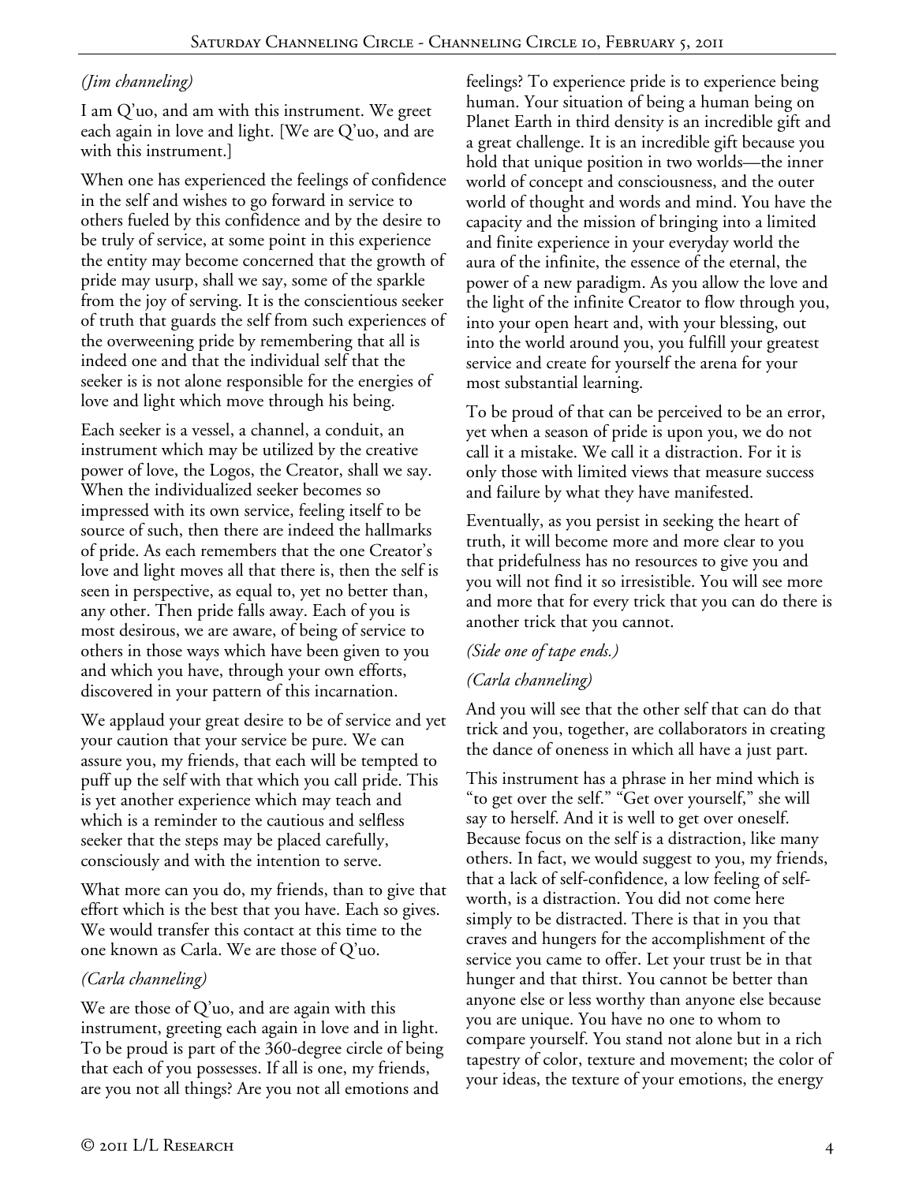*(Jim channeling)*

I am Q'uo, and am with this instrument. We greet each again in love and light. [We are Q'uo, and are with this instrument.]

When one has experienced the feelings of confidence in the self and wishes to go forward in service to others fueled by this confidence and by the desire to be truly of service, at some point in this experience the entity may become concerned that the growth of pride may usurp, shall we say, some of the sparkle from the joy of serving. It is the conscientious seeker of truth that guards the self from such experiences of the overweening pride by remembering that all is indeed one and that the individual self that the seeker is is not alone responsible for the energies of love and light which move through his being.

Each seeker is a vessel, a channel, a conduit, an instrument which may be utilized by the creative power of love, the Logos, the Creator, shall we say. When the individualized seeker becomes so impressed with its own service, feeling itself to be source of such, then there are indeed the hallmarks of pride. As each remembers that the one Creator's love and light moves all that there is, then the self is seen in perspective, as equal to, yet no better than, any other. Then pride falls away. Each of you is most desirous, we are aware, of being of service to others in those ways which have been given to you and which you have, through your own efforts, discovered in your pattern of this incarnation.

We applaud your great desire to be of service and yet your caution that your service be pure. We can assure you, my friends, that each will be tempted to puff up the self with that which you call pride. This is yet another experience which may teach and which is a reminder to the cautious and selfless seeker that the steps may be placed carefully, consciously and with the intention to serve.

What more can you do, my friends, than to give that effort which is the best that you have. Each so gives. We would transfer this contact at this time to the one known as Carla. We are those of Q'uo.

*(Carla channeling)*

We are those of Q'uo, and are again with this instrument, greeting each again in love and in light. To be proud is part of the 360-degree circle of being that each of you possesses. If all is one, my friends, are you not all things? Are you not all emotions and feelings? To experience pride is to experience being human. Your situation of being a human being on Planet Earth in third density is an incredible gift and a great challenge. It is an incredible gift because you hold that unique position in two worlds—the inner world of concept and consciousness, and the outer world of thought and words and mind. You have the capacity and the mission of bringing into a limited and finite experience in your everyday world the aura of the infinite, the essence of the eternal, the power of a new paradigm. As you allow the love and the light of the infinite Creator to flow through you, into your open heart and, with your blessing, out into the world around you, you fulfill your greatest service and create for yourself the arena for your most substantial learning.

To be proud of that can be perceived to be an error, yet when a season of pride is upon you, we do not call it a mistake. We call it a distraction. For it is only those with limited views that measure success and failure by what they have manifested.

Eventually, as you persist in seeking the heart of truth, it will become more and more clear to you that pridefulness has no resources to give you and you will not find it so irresistible. You will see more and more that for every trick that you can do there is another trick that you cannot.

*(Side one of tape ends.)*

*(Carla channeling)*

And you will see that the other self that can do that trick and you, together, are collaborators in creating the dance of oneness in which all have a just part.

This instrument has a phrase in her mind which is "to get over the self." "Get over yourself," she will say to herself. And it is well to get over oneself. Because focus on the self is a distraction, like many others. In fact, we would suggest to you, my friends, that a lack of self-confidence, a low feeling of self-worth, is a distraction. You did not come here simply to be distracted. There is that in you that craves and hungers for the accomplishment of the service you came to offer. Let your trust be in that hunger and that thirst. You cannot be better than anyone else or less worthy than anyone else because you are unique. You have no one to whom to compare yourself. You stand not alone but in a rich tapestry of color, texture and movement; the color of your ideas, the texture of your emotions, the energy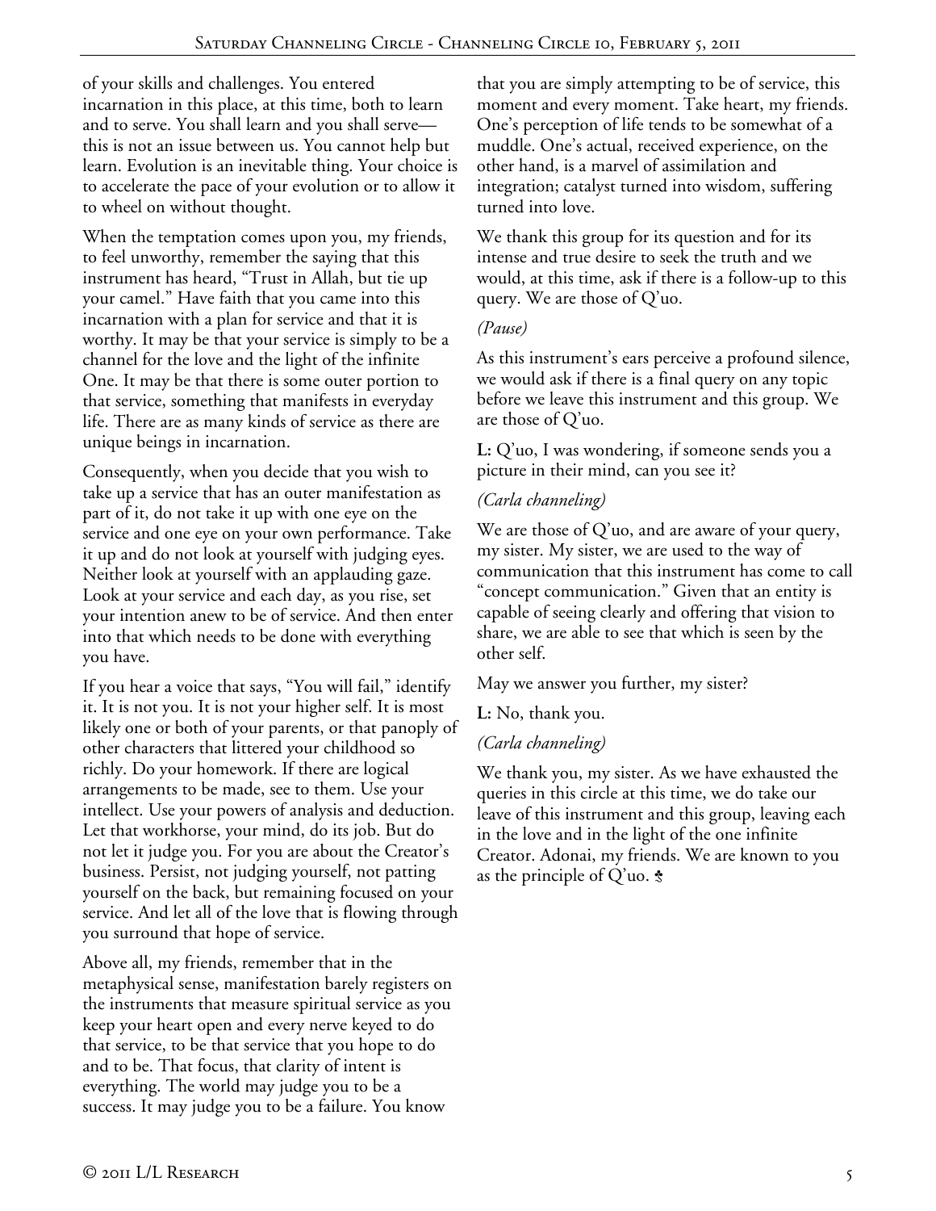of your skills and challenges. You entered incarnation in this place, at this time, both to learn and to serve. You shall learn and you shall serve—this is not an issue between us. You cannot help but learn. Evolution is an inevitable thing. Your choice is to accelerate the pace of your evolution or to allow it to wheel on without thought.

When the temptation comes upon you, my friends, to feel unworthy, remember the saying that this instrument has heard, "Trust in Allah, but tie up your camel." Have faith that you came into this incarnation with a plan for service and that it is worthy. It may be that your service is simply to be a channel for the love and the light of the infinite One. It may be that there is some outer portion to that service, something that manifests in everyday life. There are as many kinds of service as there are unique beings in incarnation.

Consequently, when you decide that you wish to take up a service that has an outer manifestation as part of it, do not take it up with one eye on the service and one eye on your own performance. Take it up and do not look at yourself with judging eyes. Neither look at yourself with an applauding gaze. Look at your service and each day, as you rise, set your intention anew to be of service. And then enter into that which needs to be done with everything you have.

If you hear a voice that says, "You will fail," identify it. It is not you. It is not your higher self. It is most likely one or both of your parents, or that panoply of other characters that littered your childhood so richly. Do your homework. If there are logical arrangements to be made, see to them. Use your intellect. Use your powers of analysis and deduction. Let that workhorse, your mind, do its job. But do not let it judge you. For you are about the Creator's business. Persist, not judging yourself, not patting yourself on the back, but remaining focused on your service. And let all of the love that is flowing through you surround that hope of service.

Above all, my friends, remember that in the metaphysical sense, manifestation barely registers on the instruments that measure spiritual service as you keep your heart open and every nerve keyed to do that service, to be that service that you hope to do and to be. That focus, that clarity of intent is everything. The world may judge you to be a success. It may judge you to be a failure. You know that you are simply attempting to be of service, this moment and every moment. Take heart, my friends. One's perception of life tends to be somewhat of a muddle. One's actual, received experience, on the other hand, is a marvel of assimilation and integration; catalyst turned into wisdom, suffering turned into love.

We thank this group for its question and for its intense and true desire to seek the truth and we would, at this time, ask if there is a follow-up to this query. We are those of Q'uo.

*(Pause)*

As this instrument's ears perceive a profound silence, we would ask if there is a final query on any topic before we leave this instrument and this group. We are those of Q'uo.

**L:** Q'uo, I was wondering, if someone sends you a picture in their mind, can you see it?

*(Carla channeling)*

We are those of Q'uo, and are aware of your query, my sister. My sister, we are used to the way of communication that this instrument has come to call "concept communication." Given that an entity is capable of seeing clearly and offering that vision to share, we are able to see that which is seen by the other self.

May we answer you further, my sister?

**L:** No, thank you.

*(Carla channeling)*

We thank you, my sister. As we have exhausted the queries in this circle at this time, we do take our leave of this instrument and this group, leaving each in the love and in the light of the one infinite Creator. Adonai, my friends. We are known to you as the principle of Q'uo.